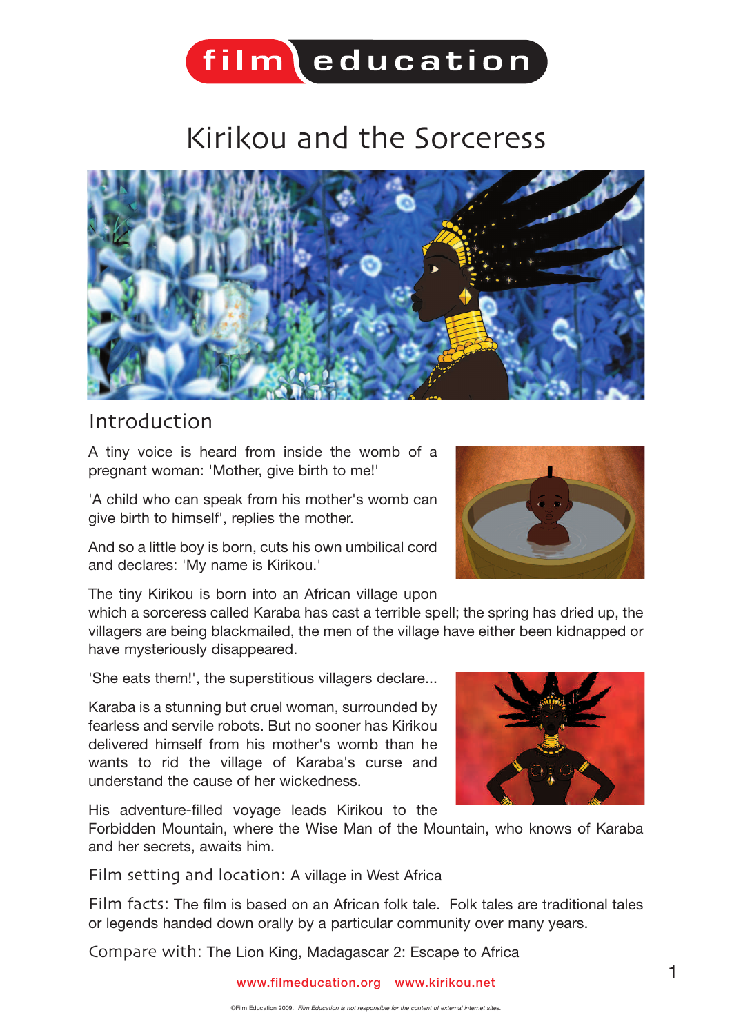film education

# Kirikou and the Sorceress

## Introduction

A tiny voice is heard from inside the womb of a pregnant woman: 'Mother, give birth to me!'

'A child who can speak from his mother's womb can give birth to himself', replies the mother.

And so a little boy is born, cuts his own umbilical cord and declares: 'My name is Kirikou.'

The tiny Kirikou is born into an African village upon which a sorceress called Karaba has cast a terrible spell; the spring has dried up, the villagers are being blackmailed, the men of the village have either been kidnapped or have mysteriously disappeared.

'She eats them!', the superstitious villagers declare...

Karaba is a stunning but cruel woman, surrounded by fearless and servile robots. But no sooner has Kirikou delivered himself from his mother's womb than he wants to rid the village of Karaba's curse and understand the cause of her wickedness.

His adventure-filled voyage leads Kirikou to the Forbidden Mountain, where the Wise Man of the Mountain, who knows of Karaba and her secrets, awaits him.

Film setting and location: A village in West Africa

Film facts: The film is based on an African folk tale. Folk tales are traditional tales or legends handed down orally by a particular community over many years.

Compare with: The Lion King, Madagascar 2: Escape to Africa

www.filmeducation.org www.kirikou.net

©Film Education 2009. *Film Education is not responsible for the content of external internet sites.*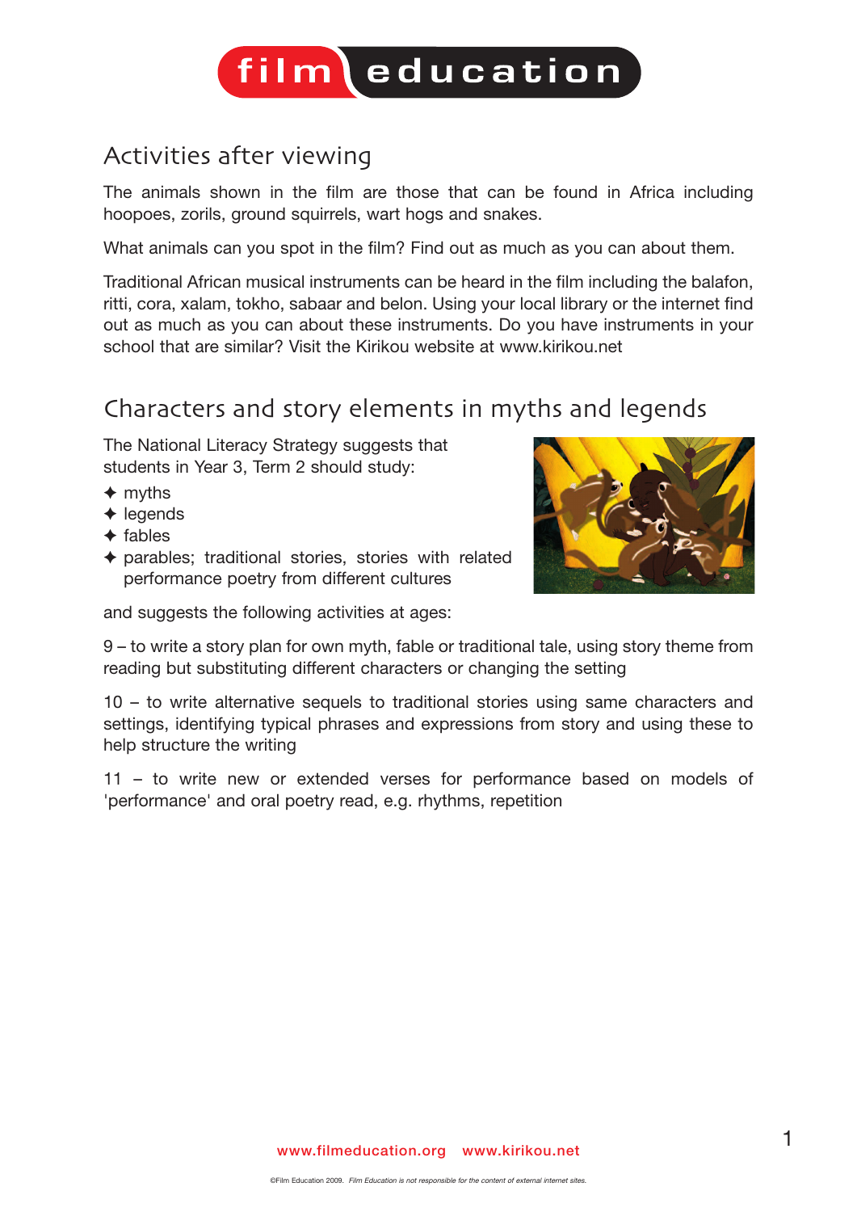## Activities after viewing

The animals shown in the film are those that can be found in Africa including hoopoes, zorils, ground squirrels, wart hogs and snakes.

What animals can you spot in the film? Find out as much as you can about them.

Traditional African musical instruments can be heard in the film including the balafon, ritti, cora, xalam, tokho, sabaar and belon. Using your local library or the internet find out as much as you can about these instruments. Do you have instruments in your school that are similar? Visit the Kirikou website at www.kirikou.net

## Characters and story elements in myths and legends

The National Literacy Strategy suggests that students in Year 3, Term 2 should study:

- myths
- legends
- fables
- parables; traditional stories, stories with related performance poetry from different cultures

and suggests the following activities at ages:

9 – to write a story plan for own myth, fable or traditional tale, using story theme from reading but substituting different characters or changing the setting

10 – to write alternative sequels to traditional stories using same characters and settings, identifying typical phrases and expressions from story and using these to help structure the writing

11 – to write new or extended verses for performance based on models of 'performance' and oral poetry read, e.g. rhythms, repetition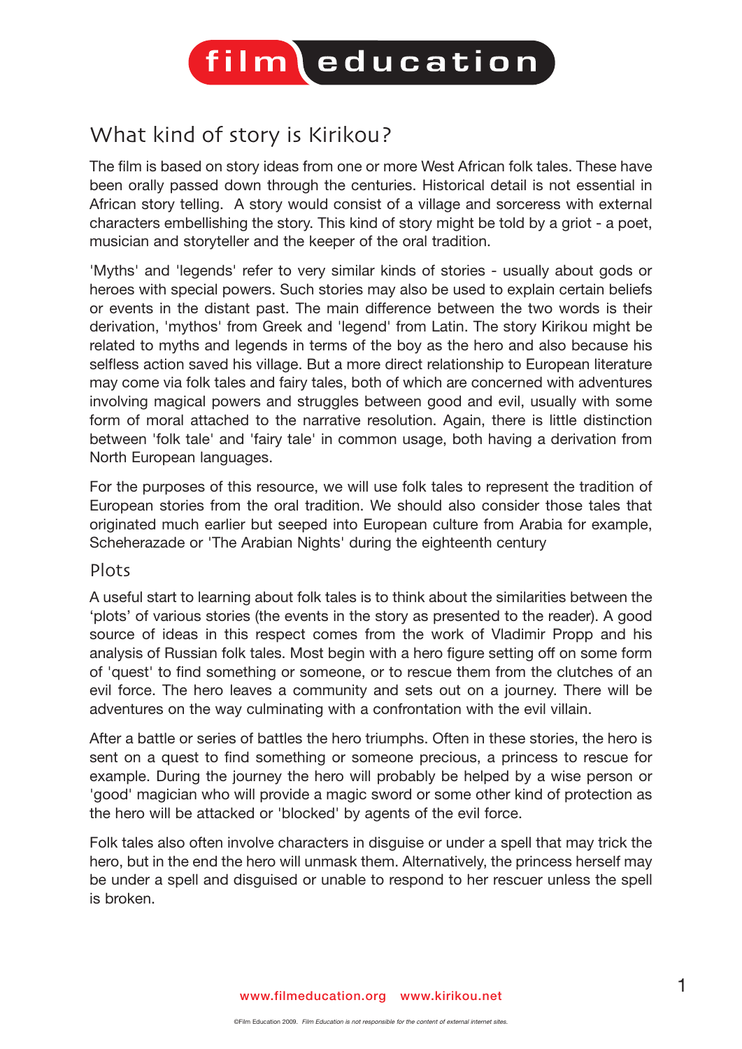## What kind of story is Kirikou?

The film is based on story ideas from one or more West African folk tales. These have been orally passed down through the centuries. Historical detail is not essential in African story telling. A story would consist of a village and sorceress with external characters embellishing the story. This kind of story might be told by a griot - a poet, musician and storyteller and the keeper of the oral tradition.

'Myths' and 'legends' refer to very similar kinds of stories - usually about gods or heroes with special powers. Such stories may also be used to explain certain beliefs or events in the distant past. The main difference between the two words is their derivation, 'mythos' from Greek and 'legend' from Latin. The story Kirikou might be related to myths and legends in terms of the boy as the hero and also because his selfless action saved his village. But a more direct relationship to European literature may come via folk tales and fairy tales, both of which are concerned with adventures involving magical powers and struggles between good and evil, usually with some form of moral attached to the narrative resolution. Again, there is little distinction between 'folk tale' and 'fairy tale' in common usage, both having a derivation from North European languages.

For the purposes of this resource, we will use folk tales to represent the tradition of European stories from the oral tradition. We should also consider those tales that originated much earlier but seeped into European culture from Arabia for example, Scheherazade or 'The Arabian Nights' during the eighteenth century

### Plots

A useful start to learning about folk tales is to think about the similarities between the 'plots' of various stories (the events in the story as presented to the reader). A good source of ideas in this respect comes from the work of Vladimir Propp and his analysis of Russian folk tales. Most begin with a hero figure setting off on some form of 'quest' to find something or someone, or to rescue them from the clutches of an evil force. The hero leaves a community and sets out on a journey. There will be adventures on the way culminating with a confrontation with the evil villain.

After a battle or series of battles the hero triumphs. Often in these stories, the hero is sent on a quest to find something or someone precious, a princess to rescue for example. During the journey the hero will probably be helped by a wise person or 'good' magician who will provide a magic sword or some other kind of protection as the hero will be attacked or 'blocked' by agents of the evil force.

Folk tales also often involve characters in disguise or under a spell that may trick the hero, but in the end the hero will unmask them. Alternatively, the princess herself may be under a spell and disguised or unable to respond to her rescuer unless the spell is broken.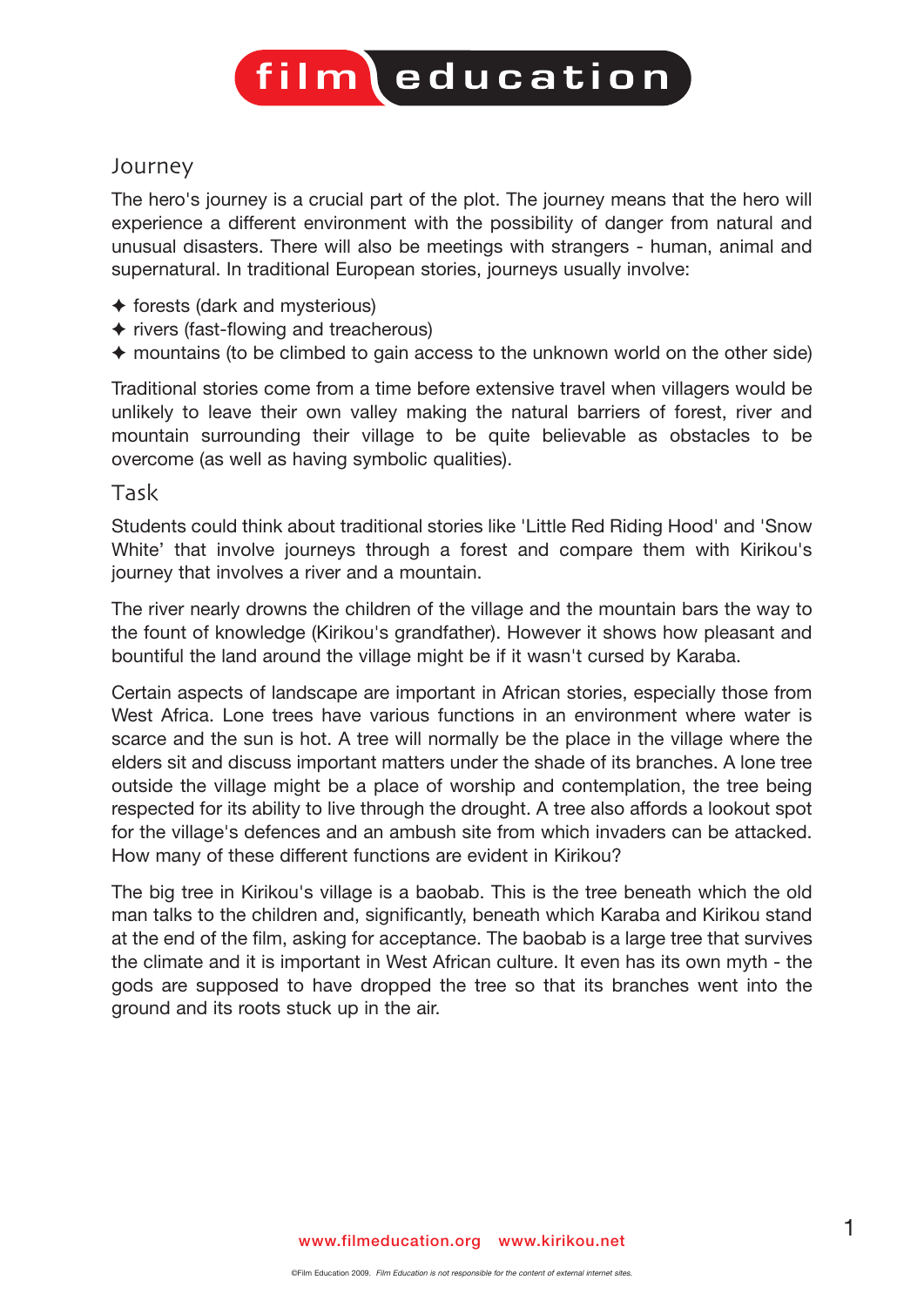## Journey

The hero's journey is a crucial part of the plot. The journey means that the hero will experience a different environment with the possibility of danger from natural and unusual disasters. There will also be meetings with strangers - human, animal and supernatural. In traditional European stories, journeys usually involve:

- forests (dark and mysterious)
- rivers (fast-flowing and treacherous)
- mountains (to be climbed to gain access to the unknown world on the other side)

Traditional stories come from a time before extensive travel when villagers would be unlikely to leave their own valley making the natural barriers of forest, river and mountain surrounding their village to be quite believable as obstacles to be overcome (as well as having symbolic qualities).

## Task

Students could think about traditional stories like 'Little Red Riding Hood' and 'Snow White' that involve journeys through a forest and compare them with Kirikou's journey that involves a river and a mountain.

The river nearly drowns the children of the village and the mountain bars the way to the fount of knowledge (Kirikou's grandfather). However it shows how pleasant and bountiful the land around the village might be if it wasn't cursed by Karaba.

Certain aspects of landscape are important in African stories, especially those from West Africa. Lone trees have various functions in an environment where water is scarce and the sun is hot. A tree will normally be the place in the village where the elders sit and discuss important matters under the shade of its branches. A lone tree outside the village might be a place of worship and contemplation, the tree being respected for its ability to live through the drought. A tree also affords a lookout spot for the village's defences and an ambush site from which invaders can be attacked. How many of these different functions are evident in Kirikou?

The big tree in Kirikou's village is a baobab. This is the tree beneath which the old man talks to the children and, significantly, beneath which Karaba and Kirikou stand at the end of the film, asking for acceptance. The baobab is a large tree that survives the climate and it is important in West African culture. It even has its own myth - the gods are supposed to have dropped the tree so that its branches went into the ground and its roots stuck up in the air.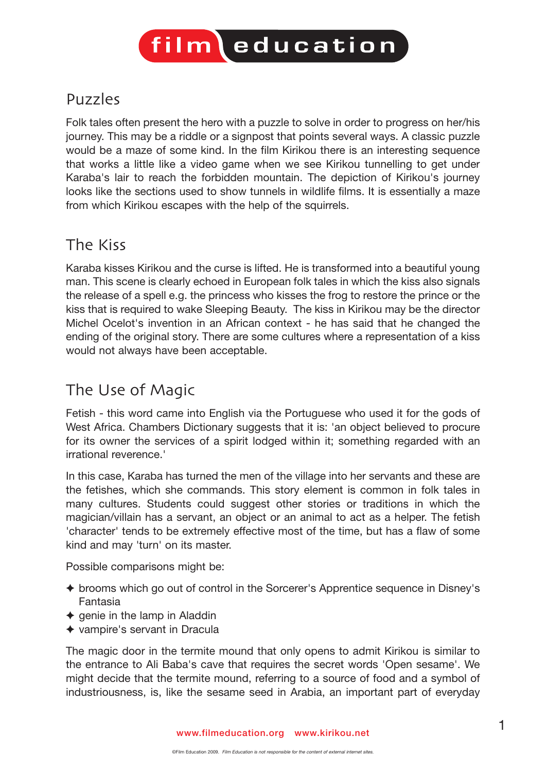## Puzzles

Folk tales often present the hero with a puzzle to solve in order to progress on her/his journey. This may be a riddle or a signpost that points several ways. A classic puzzle would be a maze of some kind. In the film Kirikou there is an interesting sequence that works a little like a video game when we see Kirikou tunnelling to get under Karaba's lair to reach the forbidden mountain. The depiction of Kirikou's journey looks like the sections used to show tunnels in wildlife films. It is essentially a maze from which Kirikou escapes with the help of the squirrels.

## The Kiss

Karaba kisses Kirikou and the curse is lifted. He is transformed into a beautiful young man. This scene is clearly echoed in European folk tales in which the kiss also signals the release of a spell e.g. the princess who kisses the frog to restore the prince or the kiss that is required to wake Sleeping Beauty. The kiss in Kirikou may be the director Michel Ocelot's invention in an African context - he has said that he changed the ending of the original story. There are some cultures where a representation of a kiss would not always have been acceptable.

## The Use of Magic

Fetish - this word came into English via the Portuguese who used it for the gods of West Africa. Chambers Dictionary suggests that it is: 'an object believed to procure for its owner the services of a spirit lodged within it; something regarded with an irrational reverence.'

In this case, Karaba has turned the men of the village into her servants and these are the fetishes, which she commands. This story element is common in folk tales in many cultures. Students could suggest other stories or traditions in which the magician/villain has a servant, an object or an animal to act as a helper. The fetish 'character' tends to be extremely effective most of the time, but has a flaw of some kind and may 'turn' on its master.

Possible comparisons might be:

- brooms which go out of control in the Sorcerer's Apprentice sequence in Disney's Fantasia
- genie in the lamp in Aladdin
- vampire's servant in Dracula

The magic door in the termite mound that only opens to admit Kirikou is similar to the entrance to Ali Baba's cave that requires the secret words 'Open sesame'. We might decide that the termite mound, referring to a source of food and a symbol of industriousness, is, like the sesame seed in Arabia, an important part of everyday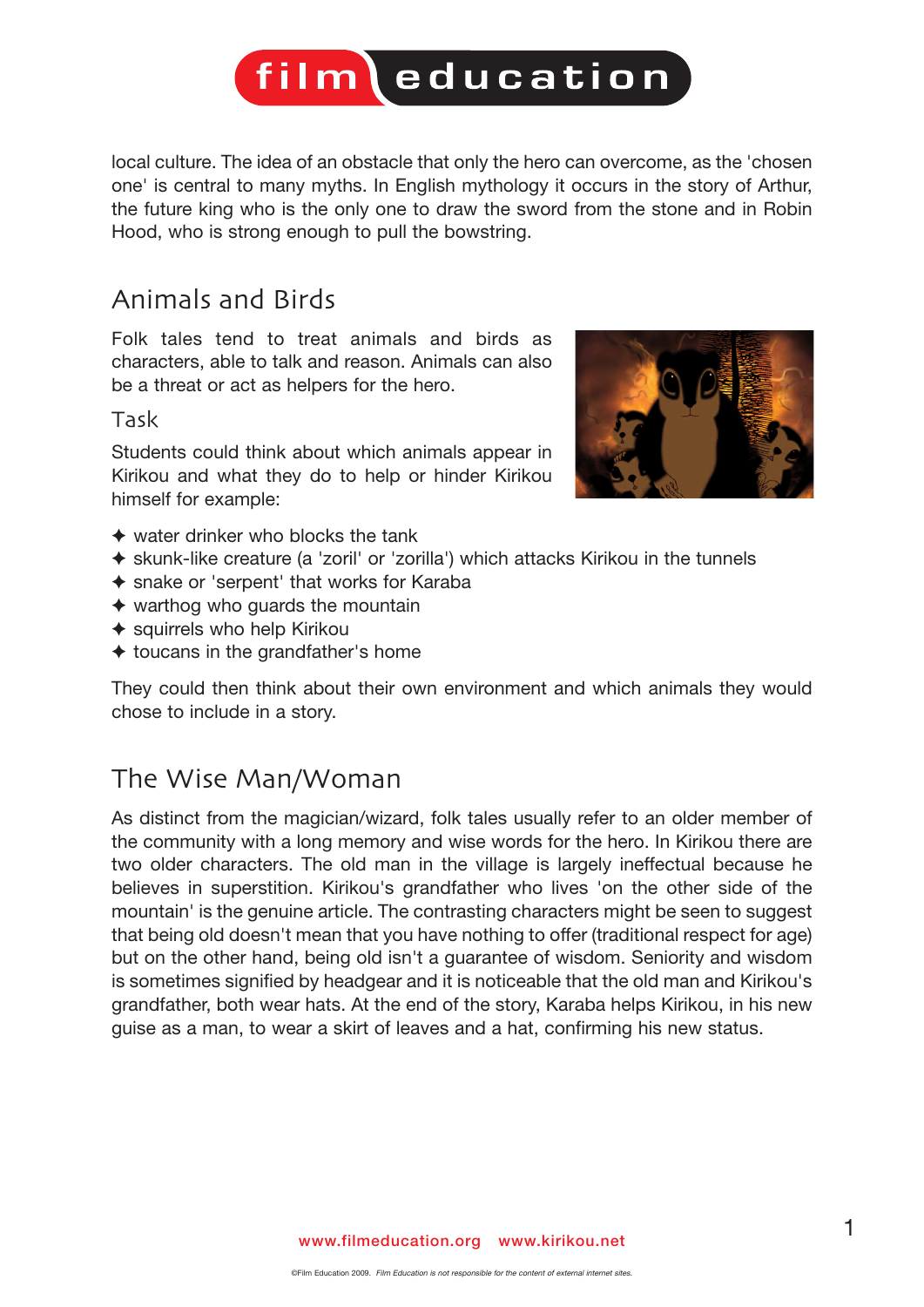local culture. The idea of an obstacle that only the hero can overcome, as the 'chosen one' is central to many myths. In English mythology it occurs in the story of Arthur, the future king who is the only one to draw the sword from the stone and in Robin Hood, who is strong enough to pull the bowstring.

## Animals and Birds

Folk tales tend to treat animals and birds as characters, able to talk and reason. Animals can also be a threat or act as helpers for the hero.

### Task

Students could think about which animals appear in Kirikou and what they do to help or hinder Kirikou himself for example:

- water drinker who blocks the tank
- skunk-like creature (a 'zoril' or 'zorilla') which attacks Kirikou in the tunnels
- snake or 'serpent' that works for Karaba
- warthog who guards the mountain
- squirrels who help Kirikou
- toucans in the grandfather's home

They could then think about their own environment and which animals they would chose to include in a story.

## The Wise Man/Woman

As distinct from the magician/wizard, folk tales usually refer to an older member of the community with a long memory and wise words for the hero. In Kirikou there are two older characters. The old man in the village is largely ineffectual because he believes in superstition. Kirikou's grandfather who lives 'on the other side of the mountain' is the genuine article. The contrasting characters might be seen to suggest that being old doesn't mean that you have nothing to offer (traditional respect for age) but on the other hand, being old isn't a guarantee of wisdom. Seniority and wisdom is sometimes signified by headgear and it is noticeable that the old man and Kirikou's grandfather, both wear hats. At the end of the story, Karaba helps Kirikou, in his new guise as a man, to wear a skirt of leaves and a hat, confirming his new status.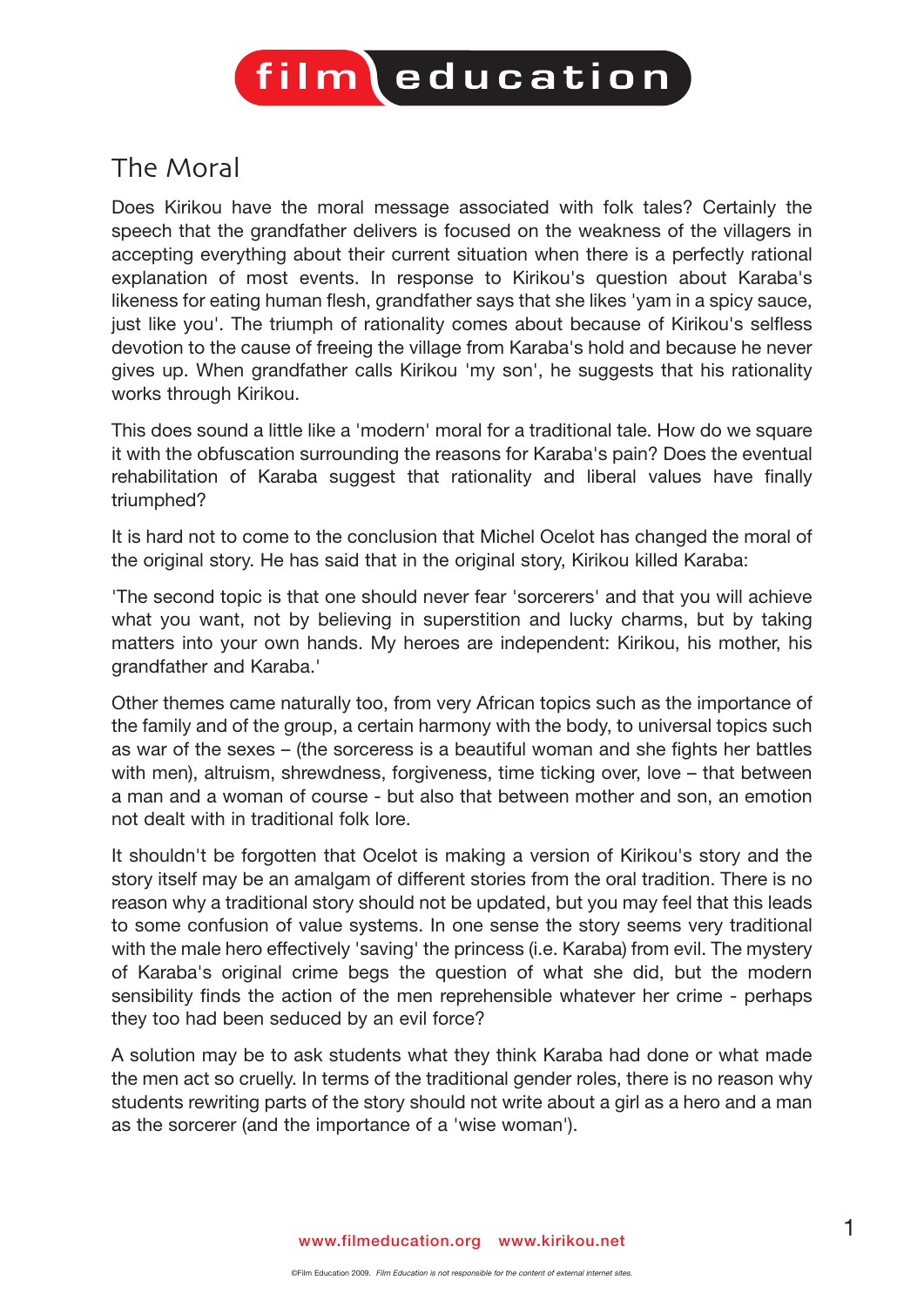## The Moral

Does Kirikou have the moral message associated with folk tales? Certainly the speech that the grandfather delivers is focused on the weakness of the villagers in accepting everything about their current situation when there is a perfectly rational explanation of most events. In response to Kirikou's question about Karaba's likeness for eating human flesh, grandfather says that she likes 'yam in a spicy sauce, just like you'. The triumph of rationality comes about because of Kirikou's selfless devotion to the cause of freeing the village from Karaba's hold and because he never gives up. When grandfather calls Kirikou 'my son', he suggests that his rationality works through Kirikou.

This does sound a little like a 'modern' moral for a traditional tale. How do we square it with the obfuscation surrounding the reasons for Karaba's pain? Does the eventual rehabilitation of Karaba suggest that rationality and liberal values have finally triumphed?

It is hard not to come to the conclusion that Michel Ocelot has changed the moral of the original story. He has said that in the original story, Kirikou killed Karaba:

'The second topic is that one should never fear 'sorcerers' and that you will achieve what you want, not by believing in superstition and lucky charms, but by taking matters into your own hands. My heroes are independent: Kirikou, his mother, his grandfather and Karaba.'

Other themes came naturally too, from very African topics such as the importance of the family and of the group, a certain harmony with the body, to universal topics such as war of the sexes – (the sorceress is a beautiful woman and she fights her battles with men), altruism, shrewdness, forgiveness, time ticking over, love – that between a man and a woman of course - but also that between mother and son, an emotion not dealt with in traditional folk lore.

It shouldn't be forgotten that Ocelot is making a version of Kirikou's story and the story itself may be an amalgam of different stories from the oral tradition. There is no reason why a traditional story should not be updated, but you may feel that this leads to some confusion of value systems. In one sense the story seems very traditional with the male hero effectively 'saving' the princess (i.e. Karaba) from evil. The mystery of Karaba's original crime begs the question of what she did, but the modern sensibility finds the action of the men reprehensible whatever her crime - perhaps they too had been seduced by an evil force?

A solution may be to ask students what they think Karaba had done or what made the men act so cruelly. In terms of the traditional gender roles, there is no reason why students rewriting parts of the story should not write about a girl as a hero and a man as the sorcerer (and the importance of a 'wise woman').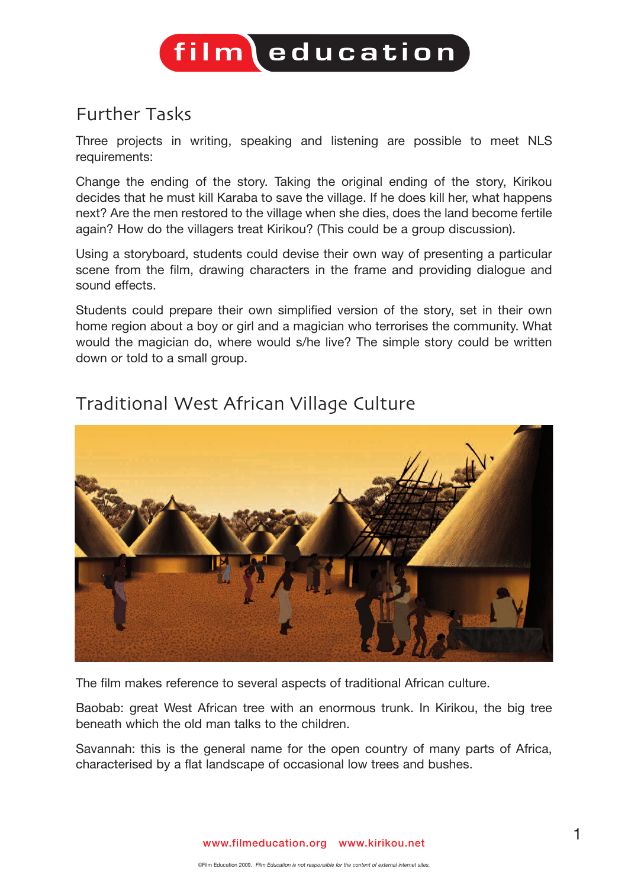## Further Tasks

Three projects in writing, speaking and listening are possible to meet NLS requirements:

Change the ending of the story. Taking the original ending of the story, Kirikou decides that he must kill Karaba to save the village. If he does kill her, what happens next? Are the men restored to the village when she dies, does the land become fertile again? How do the villagers treat Kirikou? (This could be a group discussion).

Using a storyboard, students could devise their own way of presenting a particular scene from the film, drawing characters in the frame and providing dialogue and sound effects.

Students could prepare their own simplified version of the story, set in their own home region about a boy or girl and a magician who terrorises the community. What would the magician do, where would s/he live? The simple story could be written down or told to a small group.

## Traditional West African Village Culture

The film makes reference to several aspects of traditional African culture.

Baobab: great West African tree with an enormous trunk. In Kirikou, the big tree beneath which the old man talks to the children.

Savannah: this is the general name for the open country of many parts of Africa, characterised by a flat landscape of occasional low trees and bushes.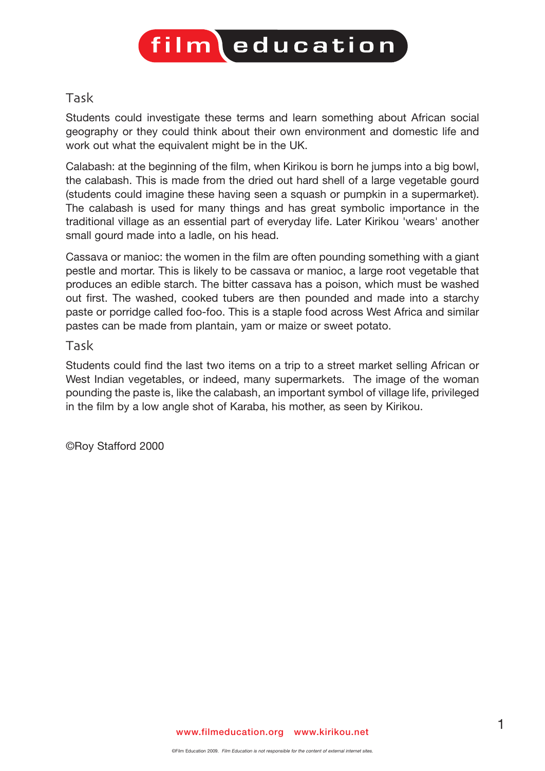## Task

Students could investigate these terms and learn something about African social geography or they could think about their own environment and domestic life and work out what the equivalent might be in the UK.

Calabash: at the beginning of the film, when Kirikou is born he jumps into a big bowl, the calabash. This is made from the dried out hard shell of a large vegetable gourd (students could imagine these having seen a squash or pumpkin in a supermarket). The calabash is used for many things and has great symbolic importance in the traditional village as an essential part of everyday life. Later Kirikou 'wears' another small gourd made into a ladle, on his head.

Cassava or manioc: the women in the film are often pounding something with a giant pestle and mortar. This is likely to be cassava or manioc, a large root vegetable that produces an edible starch. The bitter cassava has a poison, which must be washed out first. The washed, cooked tubers are then pounded and made into a starchy paste or porridge called foo-foo. This is a staple food across West Africa and similar pastes can be made from plantain, yam or maize or sweet potato.

## Task

Students could find the last two items on a trip to a street market selling African or West Indian vegetables, or indeed, many supermarkets. The image of the woman pounding the paste is, like the calabash, an important symbol of village life, privileged in the film by a low angle shot of Karaba, his mother, as seen by Kirikou.

©Roy Stafford 2000